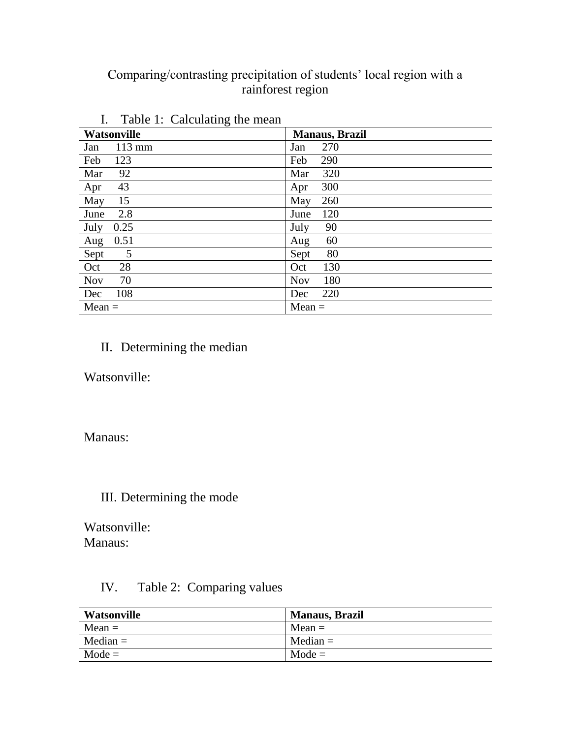# Comparing/contrasting precipitation of students' local region with a rainforest region

## I. Table 1: Calculating the mean

| **Watsonville** | **Manaus, Brazil** |
|---|---|
| Jan 113 mm | Jan 270 |
| Feb 123 | Feb 290 |
| Mar 92 | Mar 320 |
| Apr 43 | Apr 300 |
| May 15 | May 260 |
| June 2.8 | June 120 |
| July 0.25 | July 90 |
| Aug 0.51 | Aug 60 |
| Sept 5 | Sept 80 |
| Oct 28 | Oct 130 |
| Nov 70 | Nov 180 |
| Dec 108 | Dec 220 |
| Mean = | Mean = |

## II. Determining the median

Watsonville:

Manaus:

## III. Determining the mode

Watsonville:

Manaus:

## IV. Table 2: Comparing values

| **Watsonville** | **Manaus, Brazil** |
|---|---|
| Mean = | Mean = |
| Median = | Median = |
| Mode = | Mode = |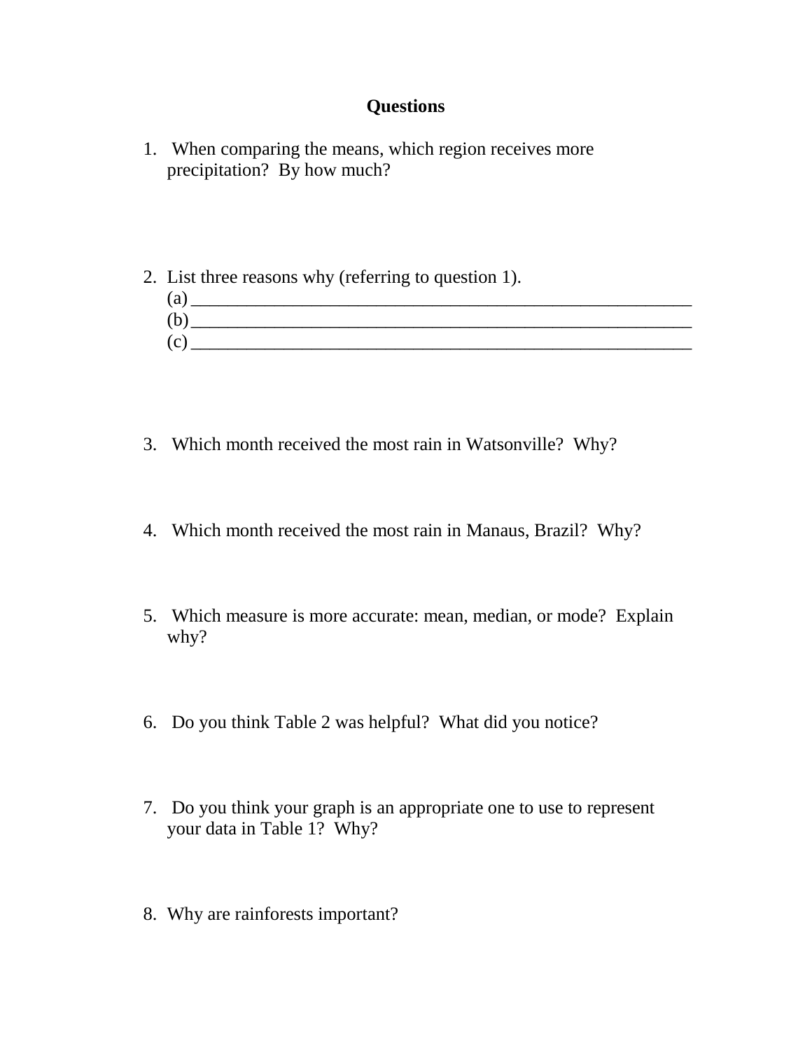## Questions

1. When comparing the means, which region receives more precipitation? By how much?

2. List three reasons why (referring to question 1).
   (a) ____________________________________________________________
   (b) ____________________________________________________________
   (c) ____________________________________________________________

3. Which month received the most rain in Watsonville? Why?

4. Which month received the most rain in Manaus, Brazil? Why?

5. Which measure is more accurate: mean, median, or mode? Explain why?

6. Do you think Table 2 was helpful? What did you notice?

7. Do you think your graph is an appropriate one to use to represent your data in Table 1? Why?

8. Why are rainforests important?